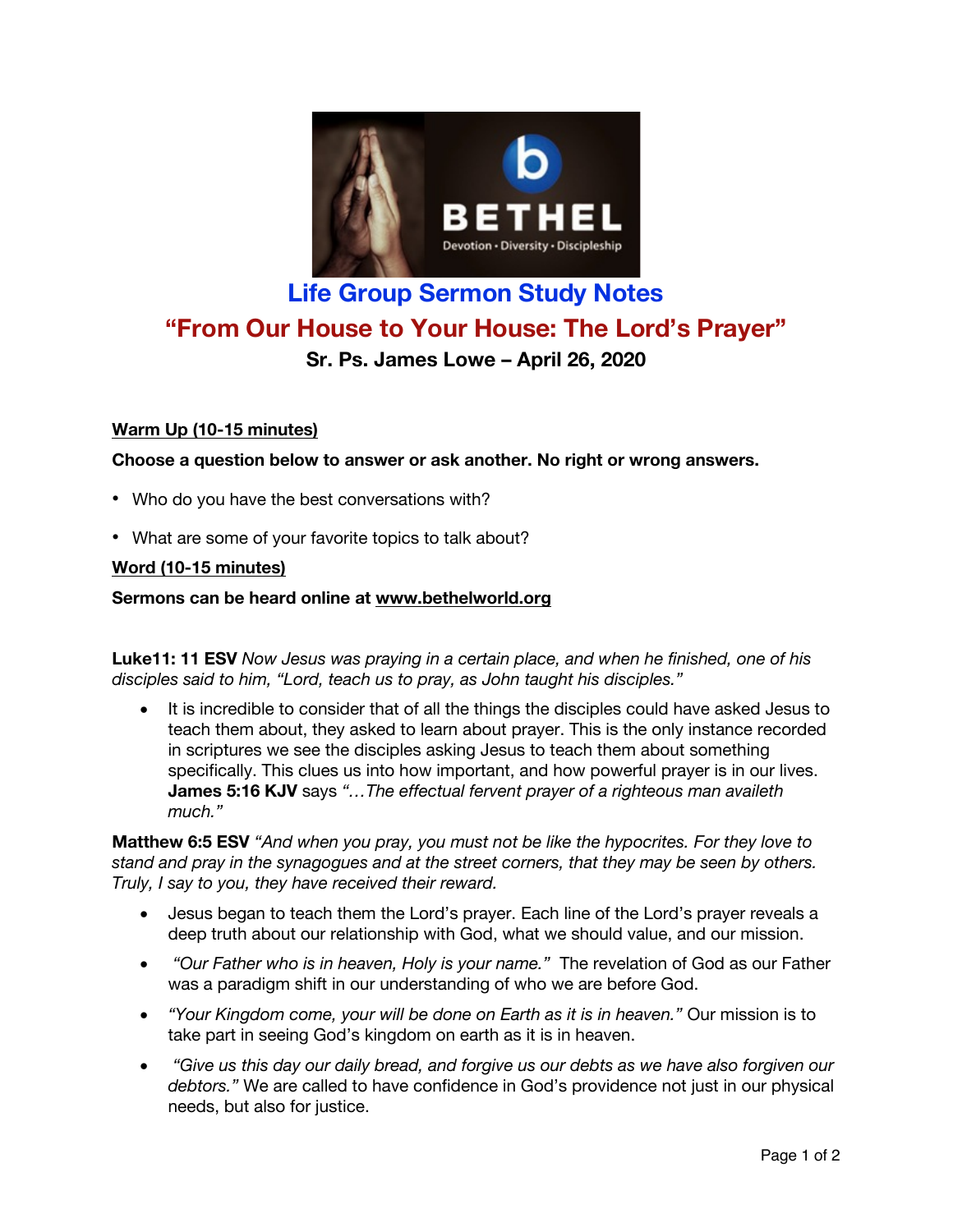# Life Group Sermon Study Notes

## "From Our House to Your House: The Lord's Prayer"

**Sr. Ps. James Lowe – April 26, 2020**

**Warm Up (10-15 minutes)**

**Choose a question below to answer or ask another. No right or wrong answers.**

- Who do you have the best conversations with?
- What are some of your favorite topics to talk about?

**Word (10-15 minutes)**

**Sermons can be heard online at www.bethelworld.org**

**Luke11: 11 ESV** *Now Jesus was praying in a certain place, and when he finished, one of his disciples said to him, "Lord, teach us to pray, as John taught his disciples."*

- It is incredible to consider that of all the things the disciples could have asked Jesus to teach them about, they asked to learn about prayer. This is the only instance recorded in scriptures we see the disciples asking Jesus to teach them about something specifically. This clues us into how important, and how powerful prayer is in our lives. **James 5:16 KJV** says *"…The effectual fervent prayer of a righteous man availeth much."*

**Matthew 6:5 ESV** *"And when you pray, you must not be like the hypocrites. For they love to stand and pray in the synagogues and at the street corners, that they may be seen by others. Truly, I say to you, they have received their reward.*

- Jesus began to teach them the Lord's prayer. Each line of the Lord's prayer reveals a deep truth about our relationship with God, what we should value, and our mission.
- *"Our Father who is in heaven, Holy is your name."* The revelation of God as our Father was a paradigm shift in our understanding of who we are before God.
- *"Your Kingdom come, your will be done on Earth as it is in heaven."* Our mission is to take part in seeing God's kingdom on earth as it is in heaven.
- *"Give us this day our daily bread, and forgive us our debts as we have also forgiven our debtors."* We are called to have confidence in God's providence not just in our physical needs, but also for justice.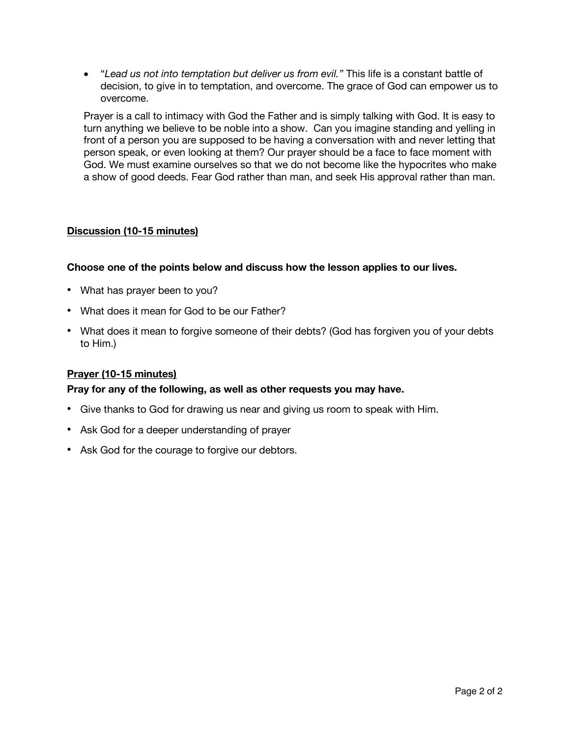- "*Lead us not into temptation but deliver us from evil."* This life is a constant battle of decision, to give in to temptation, and overcome. The grace of God can empower us to overcome.

Prayer is a call to intimacy with God the Father and is simply talking with God. It is easy to turn anything we believe to be noble into a show. Can you imagine standing and yelling in front of a person you are supposed to be having a conversation with and never letting that person speak, or even looking at them? Our prayer should be a face to face moment with God. We must examine ourselves so that we do not become like the hypocrites who make a show of good deeds. Fear God rather than man, and seek His approval rather than man.

## Discussion (10-15 minutes)

**Choose one of the points below and discuss how the lesson applies to our lives.**

- What has prayer been to you?
- What does it mean for God to be our Father?
- What does it mean to forgive someone of their debts? (God has forgiven you of your debts to Him.)

## Prayer (10-15 minutes)

**Pray for any of the following, as well as other requests you may have.**

- Give thanks to God for drawing us near and giving us room to speak with Him.
- Ask God for a deeper understanding of prayer
- Ask God for the courage to forgive our debtors.